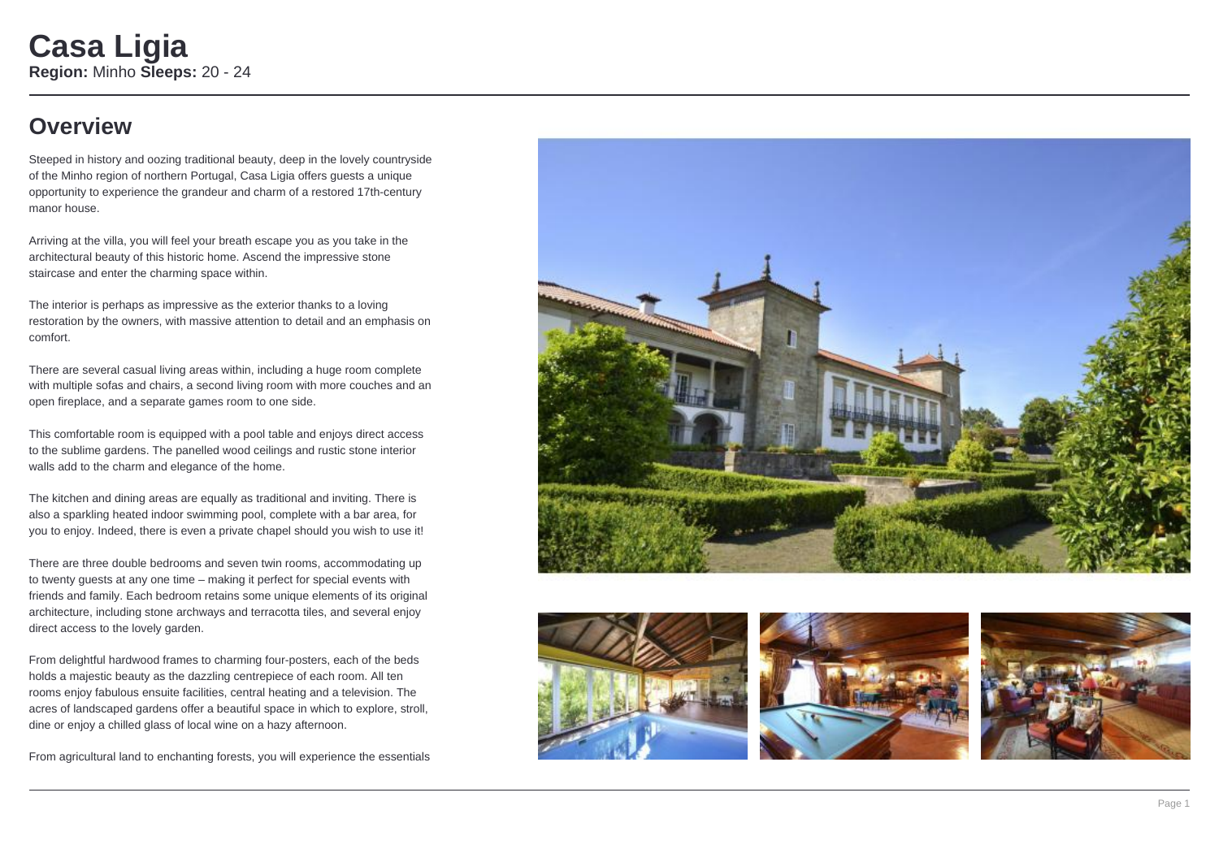# Casa Ligia

**Region:** Minho **Sleeps:** 20 - 24

## Overview

Steeped in history and oozing traditional beauty, deep in the lovely countryside of the Minho region of northern Portugal, Casa Ligia offers guests a unique opportunity to experience the grandeur and charm of a restored 17th-century manor house.

Arriving at the villa, you will feel your breath escape you as you take in the architectural beauty of this historic home. Ascend the impressive stone staircase and enter the charming space within.

The interior is perhaps as impressive as the exterior thanks to a loving restoration by the owners, with massive attention to detail and an emphasis on comfort.

There are several casual living areas within, including a huge room complete with multiple sofas and chairs, a second living room with more couches and an open fireplace, and a separate games room to one side.

This comfortable room is equipped with a pool table and enjoys direct access to the sublime gardens. The panelled wood ceilings and rustic stone interior walls add to the charm and elegance of the home.

The kitchen and dining areas are equally as traditional and inviting. There is also a sparkling heated indoor swimming pool, complete with a bar area, for you to enjoy. Indeed, there is even a private chapel should you wish to use it!

There are three double bedrooms and seven twin rooms, accommodating up to twenty guests at any one time – making it perfect for special events with friends and family. Each bedroom retains some unique elements of its original architecture, including stone archways and terracotta tiles, and several enjoy direct access to the lovely garden.

From delightful hardwood frames to charming four-posters, each of the beds holds a majestic beauty as the dazzling centrepiece of each room. All ten rooms enjoy fabulous ensuite facilities, central heating and a television. The acres of landscaped gardens offer a beautiful space in which to explore, stroll, dine or enjoy a chilled glass of local wine on a hazy afternoon.

From agricultural land to enchanting forests, you will experience the essentials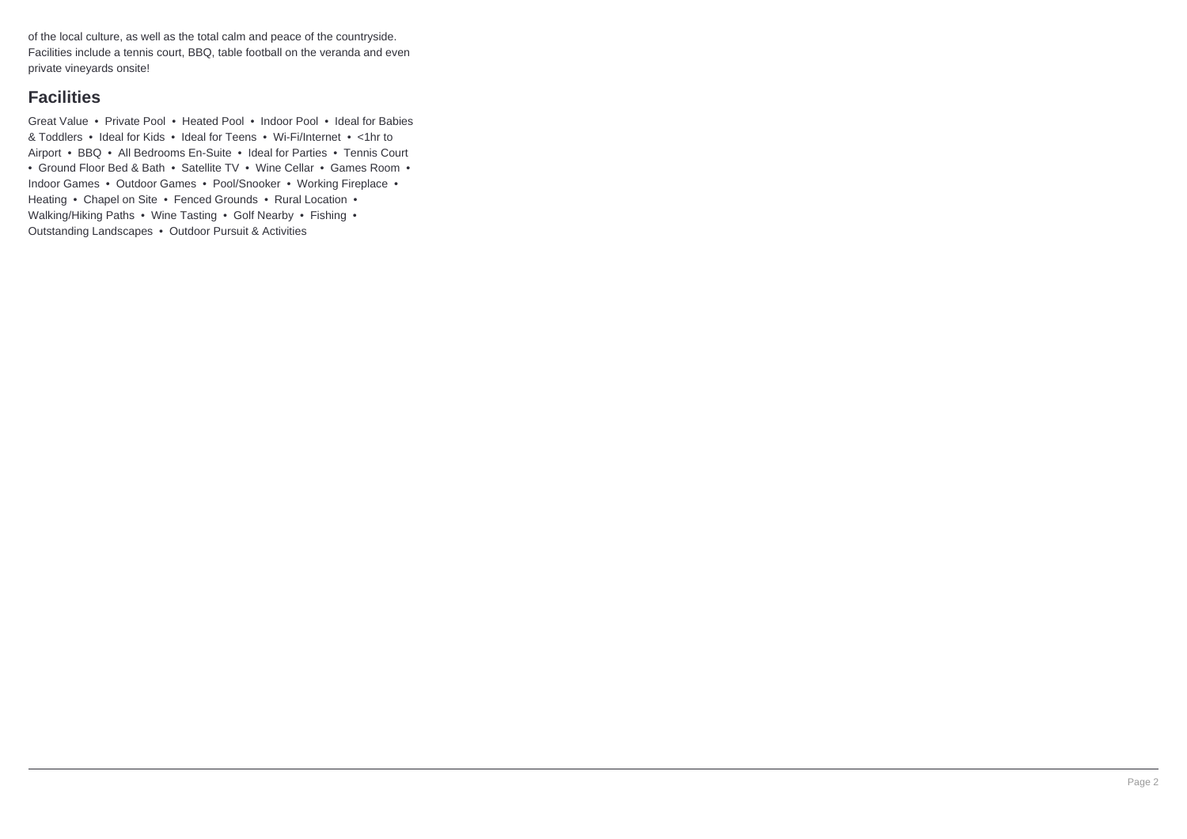of the local culture, as well as the total calm and peace of the countryside. Facilities include a tennis court, BBQ, table football on the veranda and even private vineyards onsite!

## Facilities

Great Value • Private Pool • Heated Pool • Indoor Pool • Ideal for Babies & Toddlers • Ideal for Kids • Ideal for Teens • Wi-Fi/Internet • <1hr to Airport • BBQ • All Bedrooms En-Suite • Ideal for Parties • Tennis Court • Ground Floor Bed & Bath • Satellite TV • Wine Cellar • Games Room • Indoor Games • Outdoor Games • Pool/Snooker • Working Fireplace • Heating • Chapel on Site • Fenced Grounds • Rural Location • Walking/Hiking Paths • Wine Tasting • Golf Nearby • Fishing • Outstanding Landscapes • Outdoor Pursuit & Activities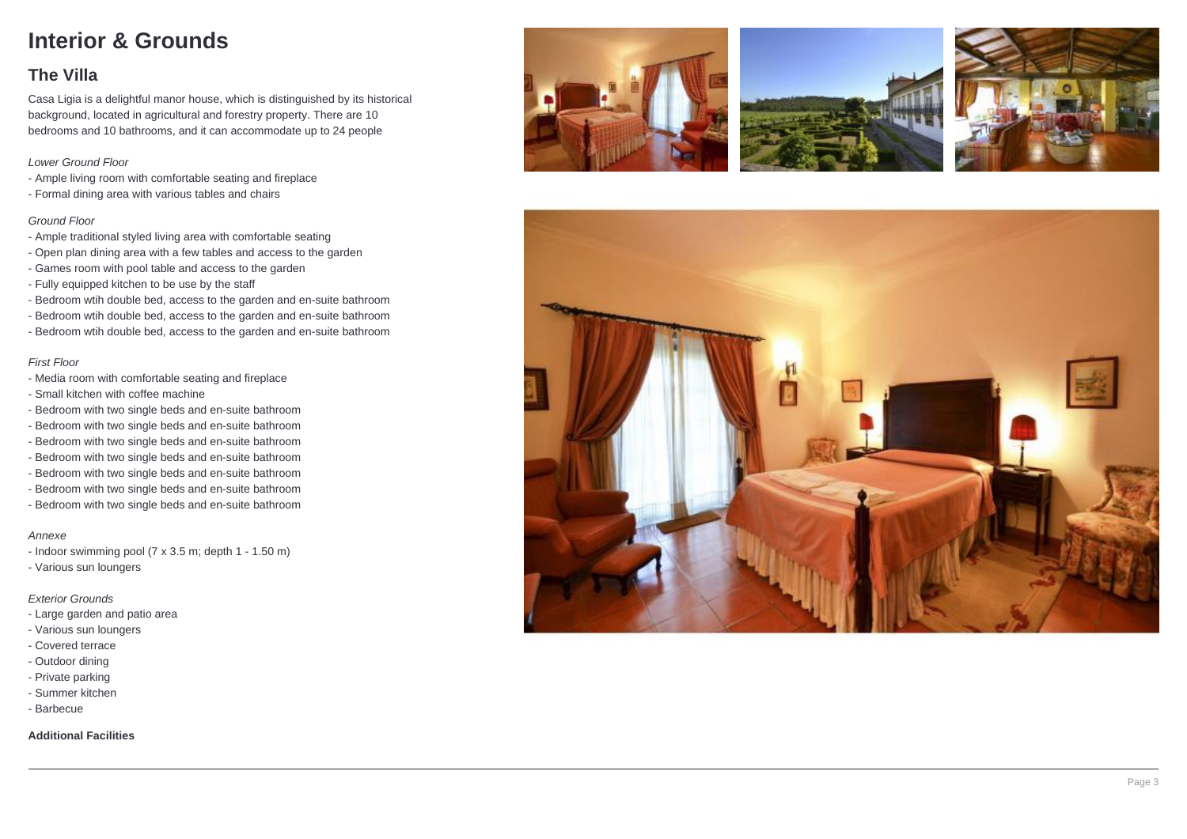# Interior & Grounds

## The Villa

Casa Ligia is a delightful manor house, which is distinguished by its historical background, located in agricultural and forestry property. There are 10 bedrooms and 10 bathrooms, and it can accommodate up to 24 people

*Lower Ground Floor*

- Ample living room with comfortable seating and fireplace
- Formal dining area with various tables and chairs

*Ground Floor*

- Ample traditional styled living area with comfortable seating
- Open plan dining area with a few tables and access to the garden
- Games room with pool table and access to the garden
- Fully equipped kitchen to be use by the staff
- Bedroom wtih double bed, access to the garden and en-suite bathroom
- Bedroom wtih double bed, access to the garden and en-suite bathroom
- Bedroom wtih double bed, access to the garden and en-suite bathroom

*First Floor*

- Media room with comfortable seating and fireplace
- Small kitchen with coffee machine
- Bedroom with two single beds and en-suite bathroom
- Bedroom with two single beds and en-suite bathroom
- Bedroom with two single beds and en-suite bathroom
- Bedroom with two single beds and en-suite bathroom
- Bedroom with two single beds and en-suite bathroom
- Bedroom with two single beds and en-suite bathroom
- Bedroom with two single beds and en-suite bathroom

*Annexe*

- Indoor swimming pool (7 x 3.5 m; depth 1 - 1.50 m)
- Various sun loungers

*Exterior Grounds*

- Large garden and patio area
- Various sun loungers
- Covered terrace
- Outdoor dining
- Private parking
- Summer kitchen
- Barbecue

**Additional Facilities**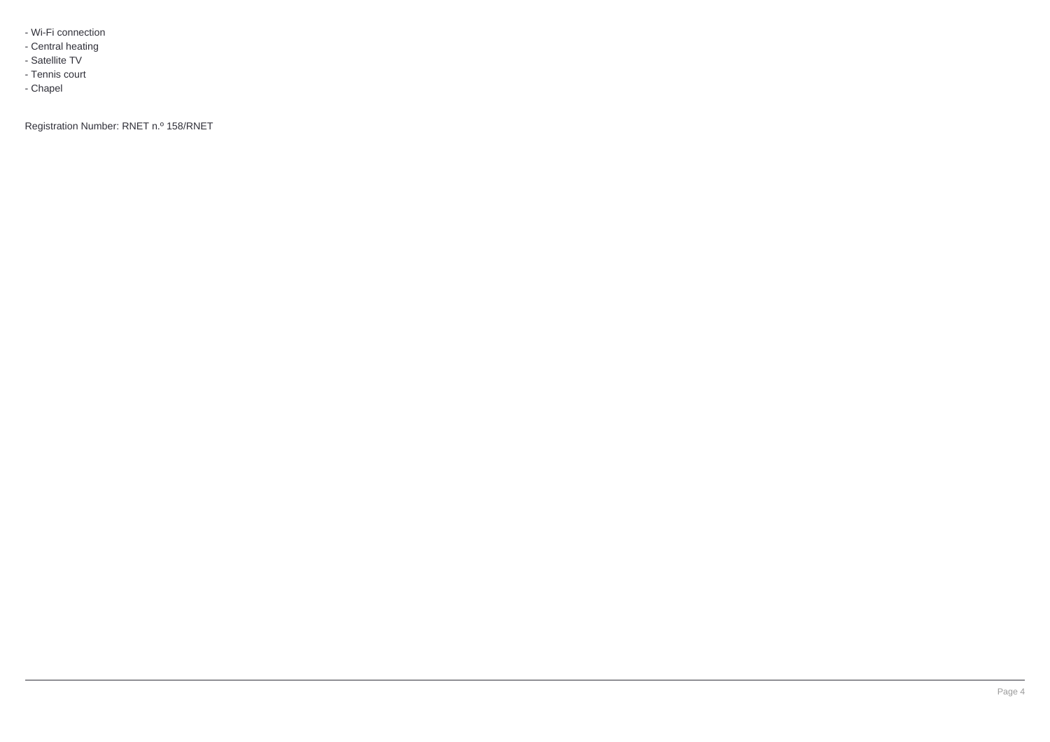- Wi-Fi connection
- Central heating
- Satellite TV
- Tennis court
- Chapel

Registration Number: RNET n.º 158/RNET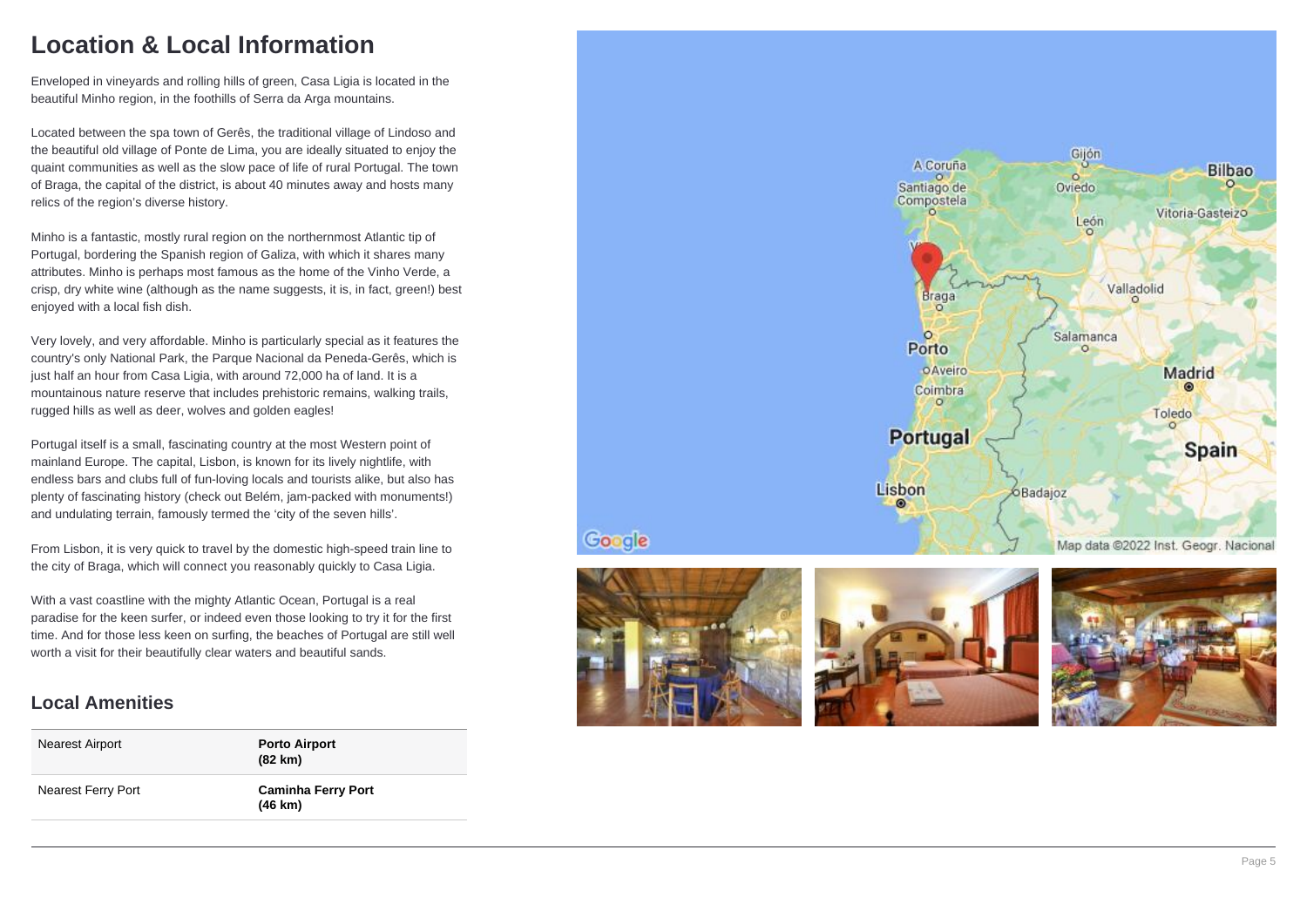# Location & Local Information

Enveloped in vineyards and rolling hills of green, Casa Ligia is located in the beautiful Minho region, in the foothills of Serra da Arga mountains.

Located between the spa town of Gerês, the traditional village of Lindoso and the beautiful old village of Ponte de Lima, you are ideally situated to enjoy the quaint communities as well as the slow pace of life of rural Portugal. The town of Braga, the capital of the district, is about 40 minutes away and hosts many relics of the region's diverse history.

Minho is a fantastic, mostly rural region on the northernmost Atlantic tip of Portugal, bordering the Spanish region of Galiza, with which it shares many attributes. Minho is perhaps most famous as the home of the Vinho Verde, a crisp, dry white wine (although as the name suggests, it is, in fact, green!) best enjoyed with a local fish dish.

Very lovely, and very affordable. Minho is particularly special as it features the country's only National Park, the Parque Nacional da Peneda-Gerês, which is just half an hour from Casa Ligia, with around 72,000 ha of land. It is a mountainous nature reserve that includes prehistoric remains, walking trails, rugged hills as well as deer, wolves and golden eagles!

Portugal itself is a small, fascinating country at the most Western point of mainland Europe. The capital, Lisbon, is known for its lively nightlife, with endless bars and clubs full of fun-loving locals and tourists alike, but also has plenty of fascinating history (check out Belém, jam-packed with monuments!) and undulating terrain, famously termed the 'city of the seven hills'.

From Lisbon, it is very quick to travel by the domestic high-speed train line to the city of Braga, which will connect you reasonably quickly to Casa Ligia.

With a vast coastline with the mighty Atlantic Ocean, Portugal is a real paradise for the keen surfer, or indeed even those looking to try it for the first time. And for those less keen on surfing, the beaches of Portugal are still well worth a visit for their beautifully clear waters and beautiful sands.

## Local Amenities

| | |
|---|---|
| Nearest Airport | **Porto Airport (82 km)** |
| Nearest Ferry Port | **Caminha Ferry Port (46 km)** |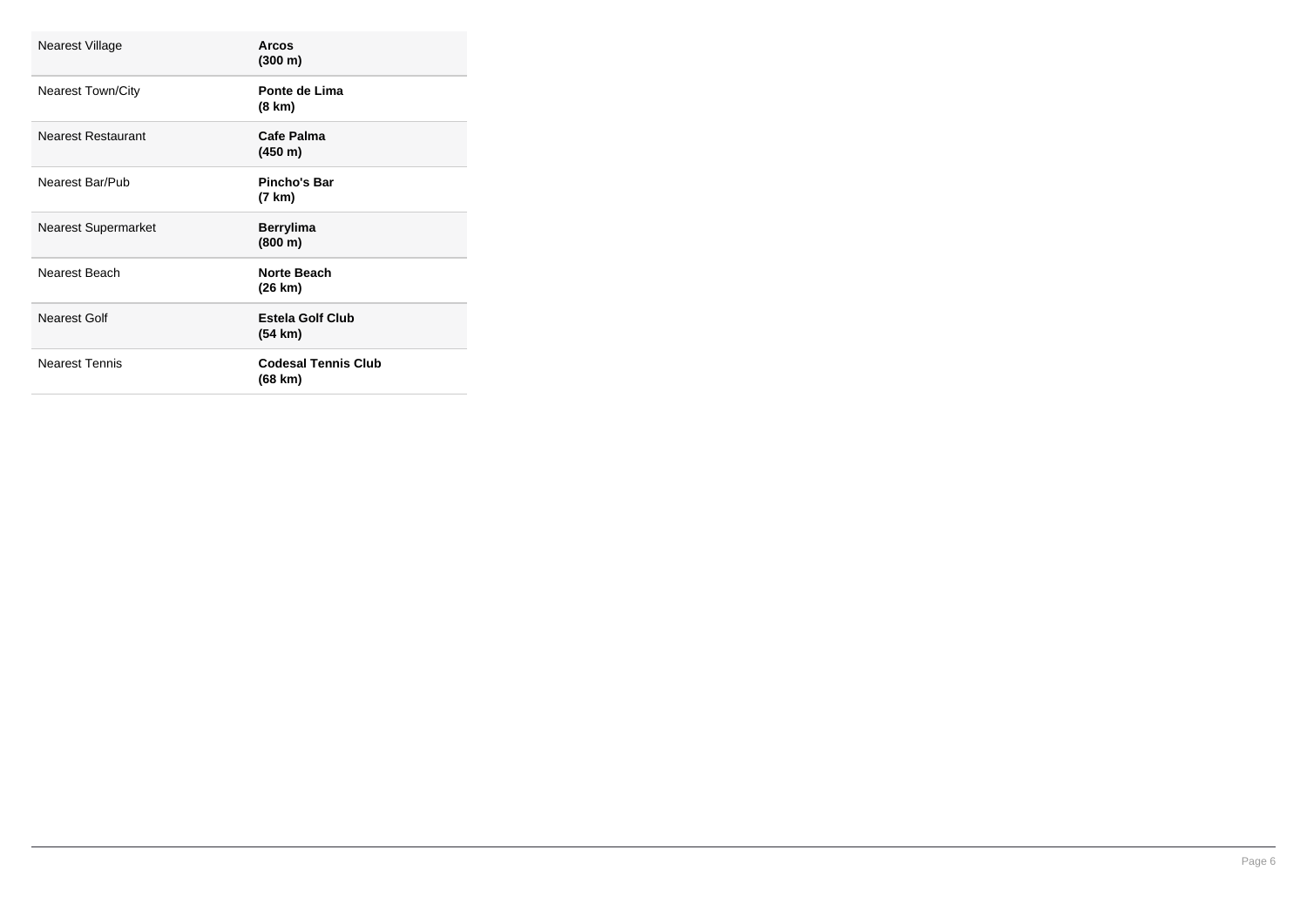| | |
|---|---|
| Nearest Village | **Arcos (300 m)** |
| Nearest Town/City | **Ponte de Lima (8 km)** |
| Nearest Restaurant | **Cafe Palma (450 m)** |
| Nearest Bar/Pub | **Pincho's Bar (7 km)** |
| Nearest Supermarket | **Berrylima (800 m)** |
| Nearest Beach | **Norte Beach (26 km)** |
| Nearest Golf | **Estela Golf Club (54 km)** |
| Nearest Tennis | **Codesal Tennis Club (68 km)** |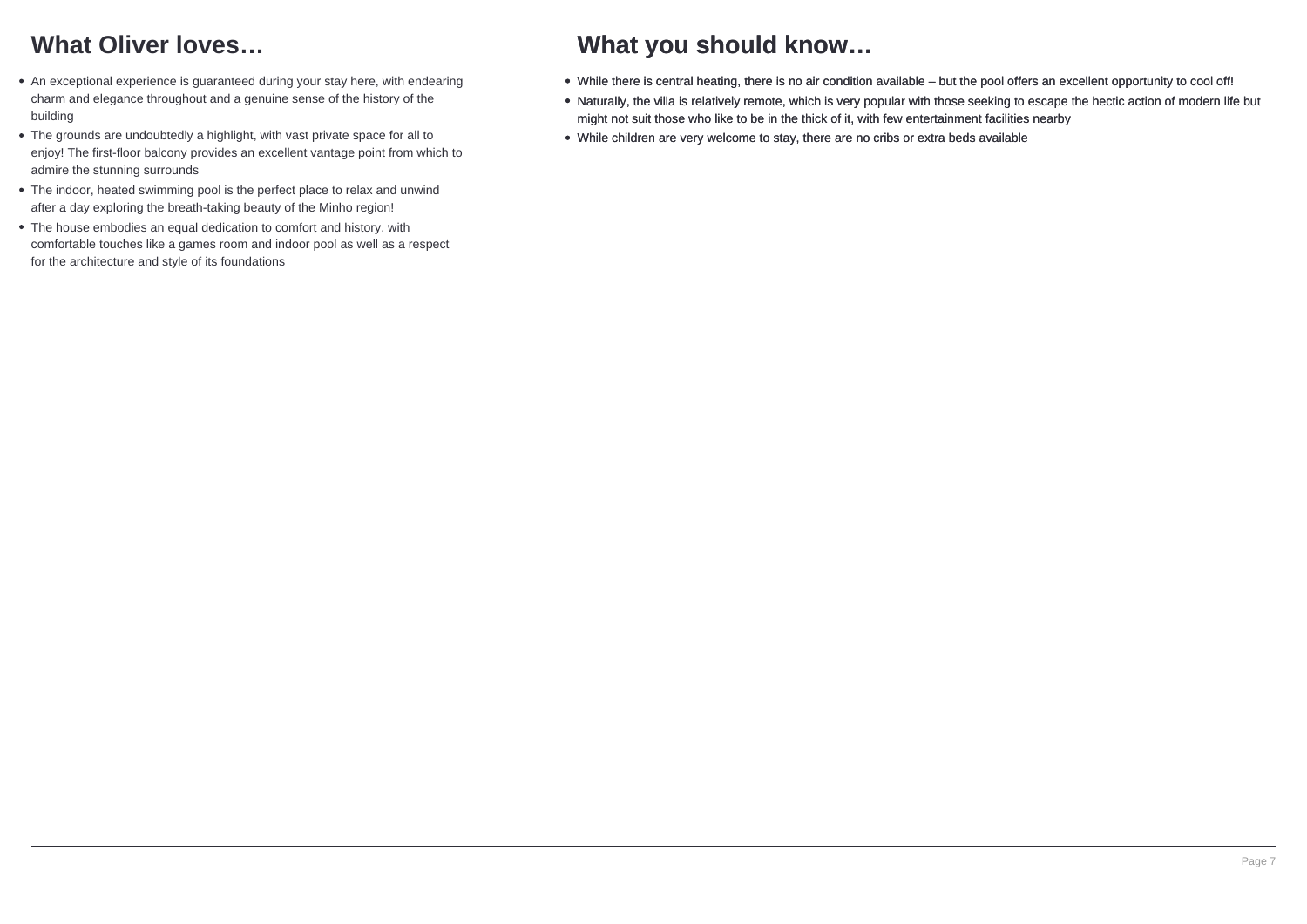## What Oliver loves…

- An exceptional experience is guaranteed during your stay here, with endearing charm and elegance throughout and a genuine sense of the history of the building
- The grounds are undoubtedly a highlight, with vast private space for all to enjoy! The first-floor balcony provides an excellent vantage point from which to admire the stunning surrounds
- The indoor, heated swimming pool is the perfect place to relax and unwind after a day exploring the breath-taking beauty of the Minho region!
- The house embodies an equal dedication to comfort and history, with comfortable touches like a games room and indoor pool as well as a respect for the architecture and style of its foundations

## What you should know…

- While there is central heating, there is no air condition available – but the pool offers an excellent opportunity to cool off!
- Naturally, the villa is relatively remote, which is very popular with those seeking to escape the hectic action of modern life but might not suit those who like to be in the thick of it, with few entertainment facilities nearby
- While children are very welcome to stay, there are no cribs or extra beds available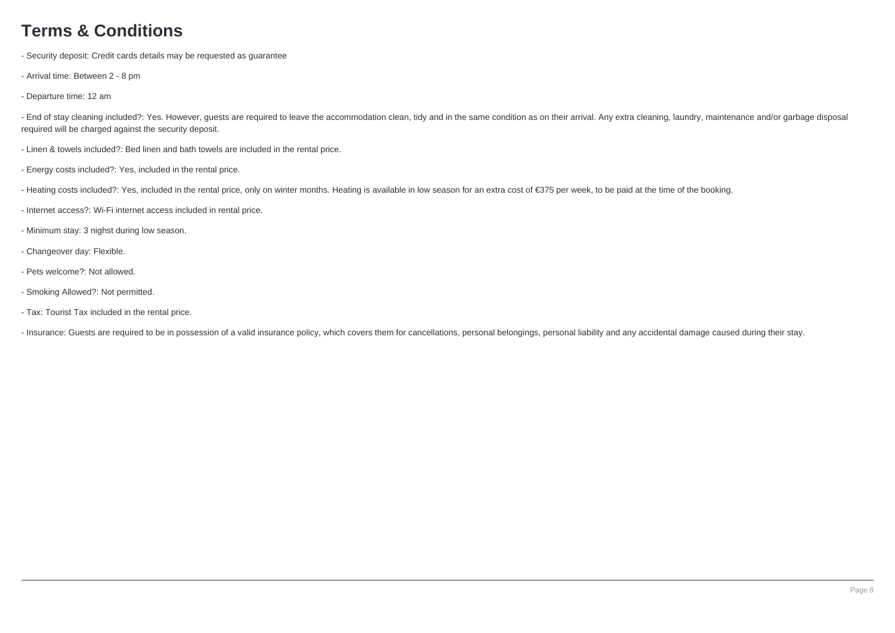# Terms & Conditions

- Security deposit: Credit cards details may be requested as guarantee

- Arrival time: Between 2 - 8 pm

- Departure time: 12 am

- End of stay cleaning included?: Yes. However, guests are required to leave the accommodation clean, tidy and in the same condition as on their arrival. Any extra cleaning, laundry, maintenance and/or garbage disposal required will be charged against the security deposit.

- Linen & towels included?: Bed linen and bath towels are included in the rental price.

- Energy costs included?: Yes, included in the rental price.

- Heating costs included?: Yes, included in the rental price, only on winter months. Heating is available in low season for an extra cost of €375 per week, to be paid at the time of the booking.

- Internet access?: Wi-Fi internet access included in rental price.

- Minimum stay: 3 nighst during low season.

- Changeover day: Flexible.

- Pets welcome?: Not allowed.

- Smoking Allowed?: Not permitted.

- Tax: Tourist Tax included in the rental price.

- Insurance: Guests are required to be in possession of a valid insurance policy, which covers them for cancellations, personal belongings, personal liability and any accidental damage caused during their stay.